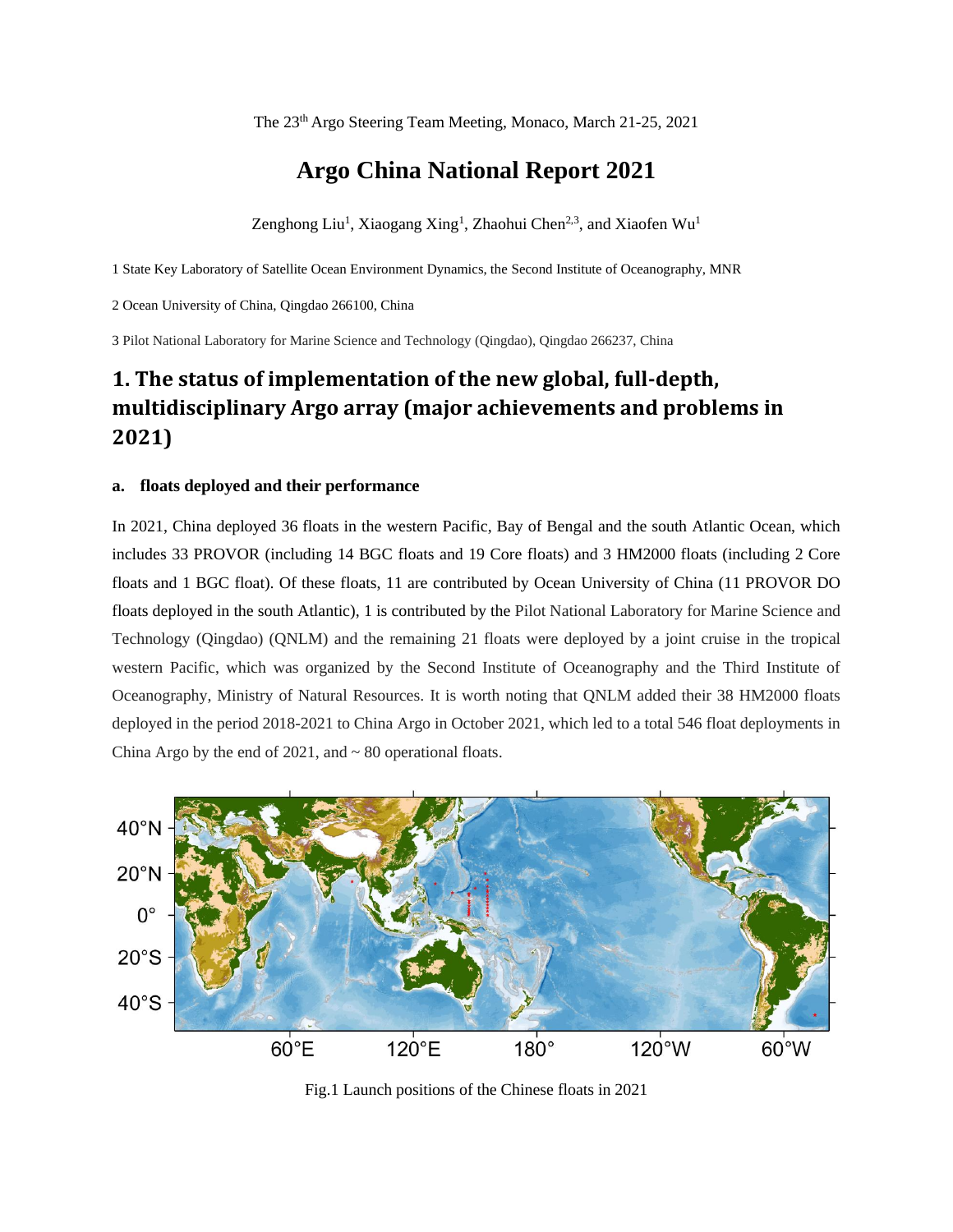The 23th Argo Steering Team Meeting, Monaco, March 21-25, 2021

# Argo China National Report 2021

Zenghong Liu[1], Xiaogang Xing[1], Zhaohui Chen[2,3], and Xiaofen Wu[1]

1 State Key Laboratory of Satellite Ocean Environment Dynamics, the Second Institute of Oceanography, MNR

2 Ocean University of China, Qingdao 266100, China

3 Pilot National Laboratory for Marine Science and Technology (Qingdao), Qingdao 266237, China

## 1. The status of implementation of the new global, full-depth, multidisciplinary Argo array (major achievements and problems in 2021)

### a. floats deployed and their performance

In 2021, China deployed 36 floats in the western Pacific, Bay of Bengal and the south Atlantic Ocean, which includes 33 PROVOR (including 14 BGC floats and 19 Core floats) and 3 HM2000 floats (including 2 Core floats and 1 BGC float). Of these floats, 11 are contributed by Ocean University of China (11 PROVOR DO floats deployed in the south Atlantic), 1 is contributed by the Pilot National Laboratory for Marine Science and Technology (Qingdao) (QNLM) and the remaining 21 floats were deployed by a joint cruise in the tropical western Pacific, which was organized by the Second Institute of Oceanography and the Third Institute of Oceanography, Ministry of Natural Resources. It is worth noting that QNLM added their 38 HM2000 floats deployed in the period 2018-2021 to China Argo in October 2021, which led to a total 546 float deployments in China Argo by the end of 2021, and ~ 80 operational floats.

Fig.1 Launch positions of the Chinese floats in 2021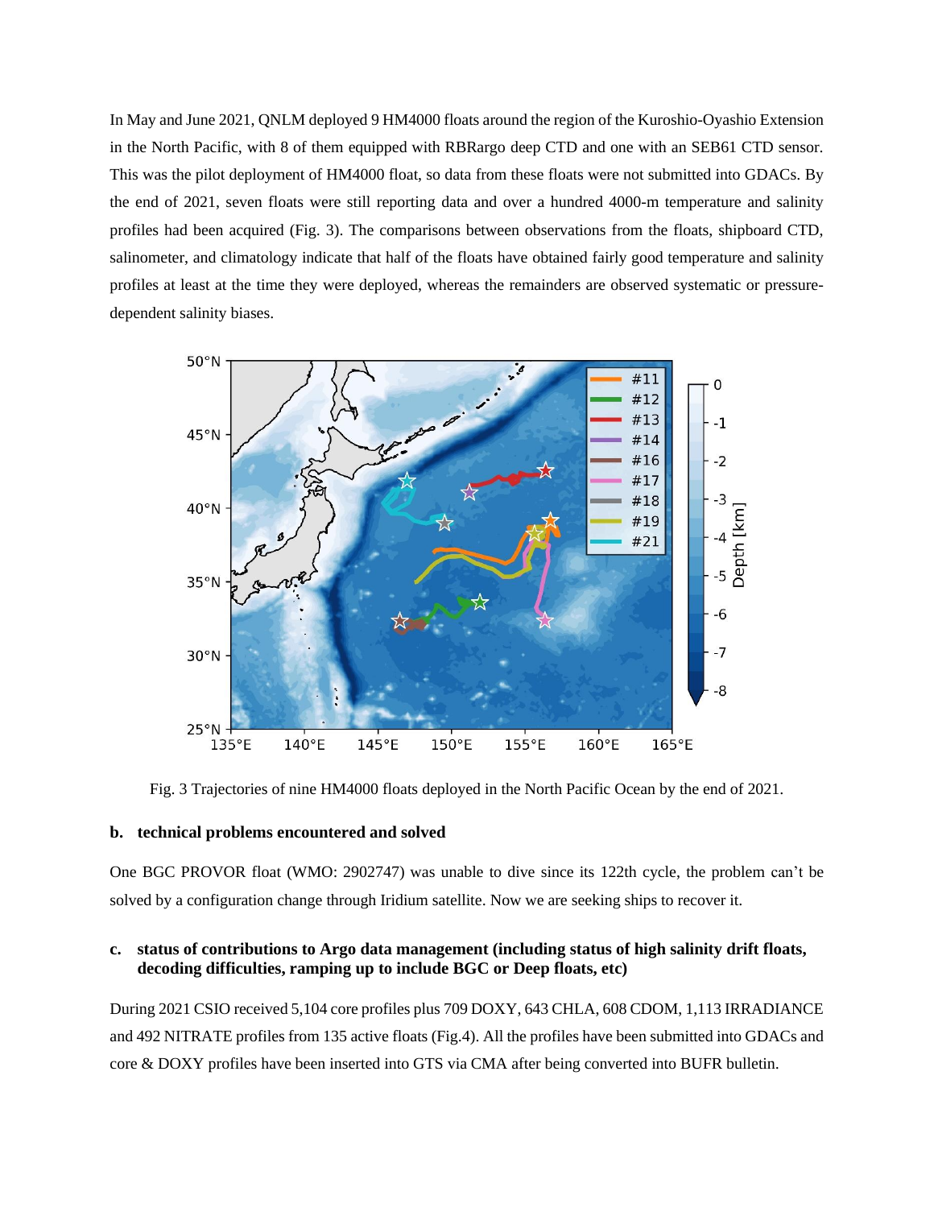In May and June 2021, QNLM deployed 9 HM4000 floats around the region of the Kuroshio-Oyashio Extension in the North Pacific, with 8 of them equipped with RBRargo deep CTD and one with an SEB61 CTD sensor. This was the pilot deployment of HM4000 float, so data from these floats were not submitted into GDACs. By the end of 2021, seven floats were still reporting data and over a hundred 4000-m temperature and salinity profiles had been acquired (Fig. 3). The comparisons between observations from the floats, shipboard CTD, salinometer, and climatology indicate that half of the floats have obtained fairly good temperature and salinity profiles at least at the time they were deployed, whereas the remainders are observed systematic or pressure-dependent salinity biases.

Fig. 3 Trajectories of nine HM4000 floats deployed in the North Pacific Ocean by the end of 2021.

### b. technical problems encountered and solved

One BGC PROVOR float (WMO: 2902747) was unable to dive since its 122th cycle, the problem can't be solved by a configuration change through Iridium satellite. Now we are seeking ships to recover it.

### c. status of contributions to Argo data management (including status of high salinity drift floats, decoding difficulties, ramping up to include BGC or Deep floats, etc)

During 2021 CSIO received 5,104 core profiles plus 709 DOXY, 643 CHLA, 608 CDOM, 1,113 IRRADIANCE and 492 NITRATE profiles from 135 active floats (Fig.4). All the profiles have been submitted into GDACs and core & DOXY profiles have been inserted into GTS via CMA after being converted into BUFR bulletin.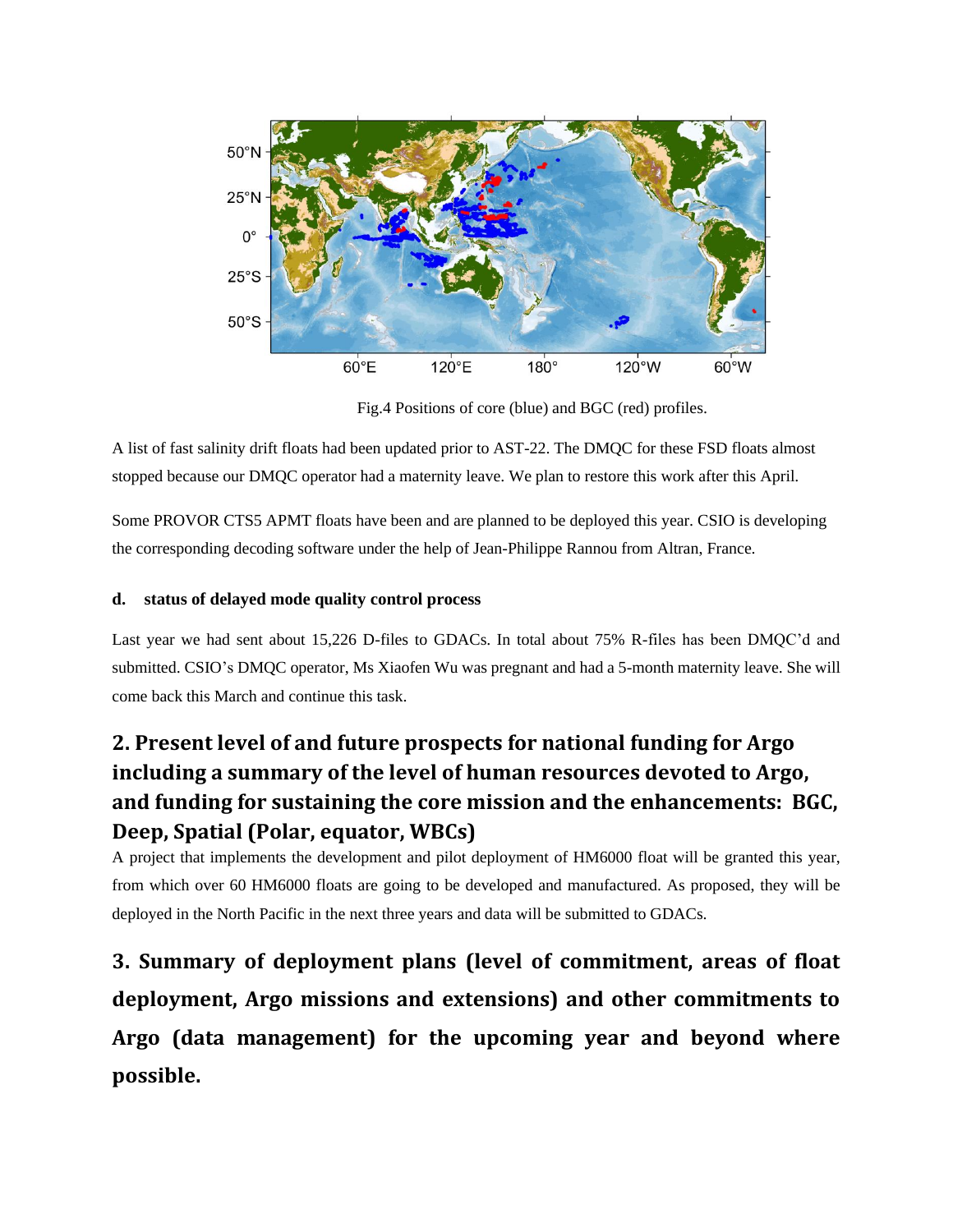Fig.4 Positions of core (blue) and BGC (red) profiles.

A list of fast salinity drift floats had been updated prior to AST-22. The DMQC for these FSD floats almost stopped because our DMQC operator had a maternity leave. We plan to restore this work after this April.

Some PROVOR CTS5 APMT floats have been and are planned to be deployed this year. CSIO is developing the corresponding decoding software under the help of Jean-Philippe Rannou from Altran, France.

#### d. status of delayed mode quality control process

Last year we had sent about 15,226 D-files to GDACs. In total about 75% R-files has been DMQC'd and submitted. CSIO's DMQC operator, Ms Xiaofen Wu was pregnant and had a 5-month maternity leave. She will come back this March and continue this task.

## 2. Present level of and future prospects for national funding for Argo including a summary of the level of human resources devoted to Argo, and funding for sustaining the core mission and the enhancements: BGC, Deep, Spatial (Polar, equator, WBCs)

A project that implements the development and pilot deployment of HM6000 float will be granted this year, from which over 60 HM6000 floats are going to be developed and manufactured. As proposed, they will be deployed in the North Pacific in the next three years and data will be submitted to GDACs.

## 3. Summary of deployment plans (level of commitment, areas of float deployment, Argo missions and extensions) and other commitments to Argo (data management) for the upcoming year and beyond where possible.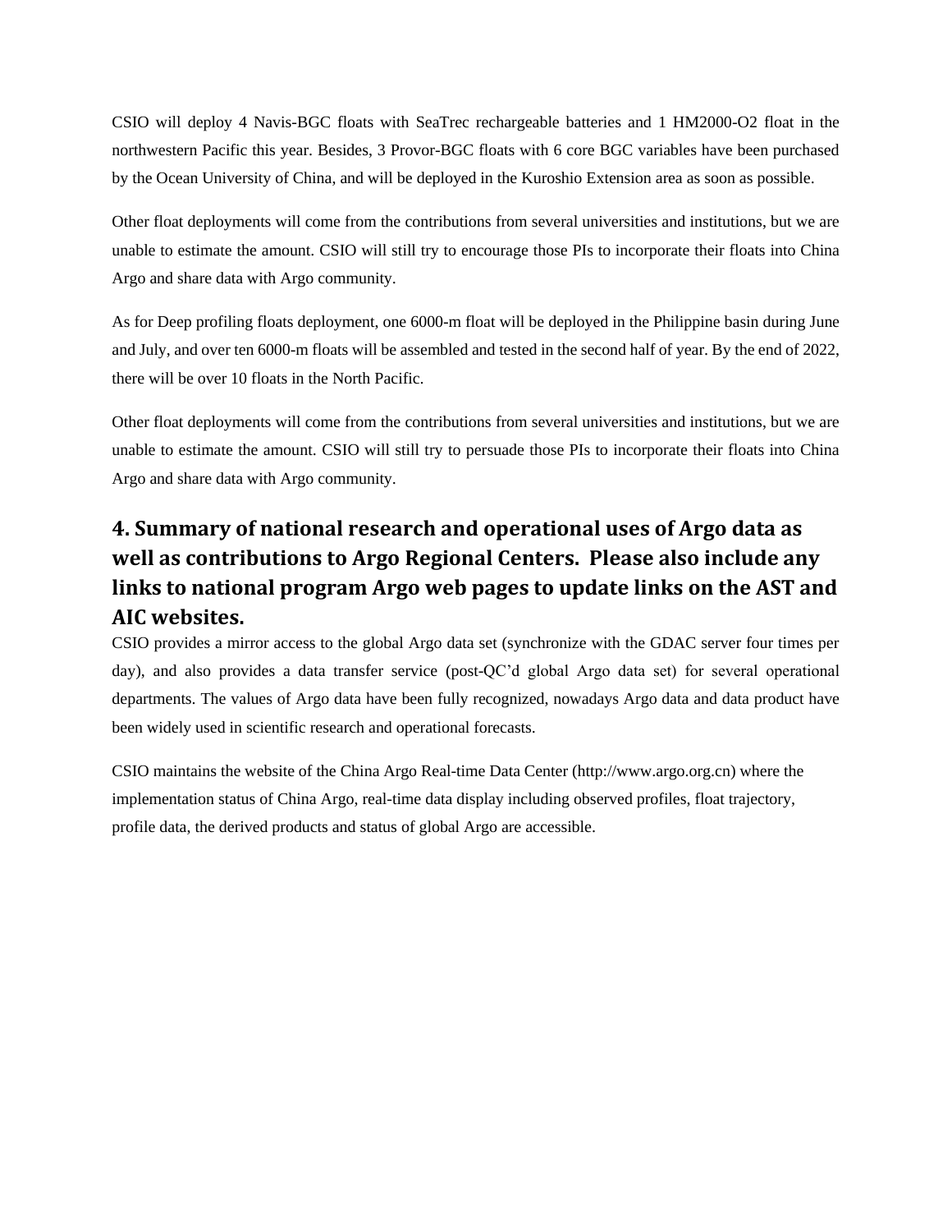CSIO will deploy 4 Navis-BGC floats with SeaTrec rechargeable batteries and 1 HM2000-O2 float in the northwestern Pacific this year. Besides, 3 Provor-BGC floats with 6 core BGC variables have been purchased by the Ocean University of China, and will be deployed in the Kuroshio Extension area as soon as possible.

Other float deployments will come from the contributions from several universities and institutions, but we are unable to estimate the amount. CSIO will still try to encourage those PIs to incorporate their floats into China Argo and share data with Argo community.

As for Deep profiling floats deployment, one 6000-m float will be deployed in the Philippine basin during June and July, and over ten 6000-m floats will be assembled and tested in the second half of year. By the end of 2022, there will be over 10 floats in the North Pacific.

Other float deployments will come from the contributions from several universities and institutions, but we are unable to estimate the amount. CSIO will still try to persuade those PIs to incorporate their floats into China Argo and share data with Argo community.

## 4. Summary of national research and operational uses of Argo data as well as contributions to Argo Regional Centers. Please also include any links to national program Argo web pages to update links on the AST and AIC websites.

CSIO provides a mirror access to the global Argo data set (synchronize with the GDAC server four times per day), and also provides a data transfer service (post-QC'd global Argo data set) for several operational departments. The values of Argo data have been fully recognized, nowadays Argo data and data product have been widely used in scientific research and operational forecasts.

CSIO maintains the website of the China Argo Real-time Data Center (http://www.argo.org.cn) where the implementation status of China Argo, real-time data display including observed profiles, float trajectory, profile data, the derived products and status of global Argo are accessible.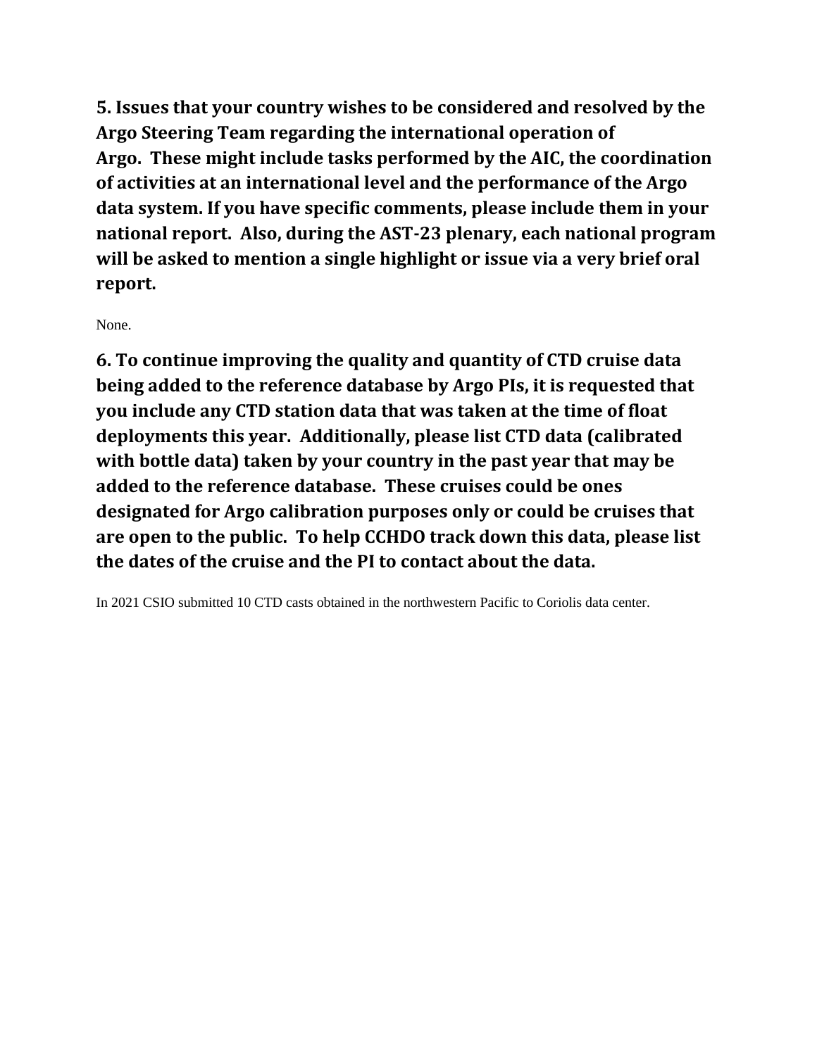**5. Issues that your country wishes to be considered and resolved by the Argo Steering Team regarding the international operation of Argo. These might include tasks performed by the AIC, the coordination of activities at an international level and the performance of the Argo data system. If you have specific comments, please include them in your national report. Also, during the AST-23 plenary, each national program will be asked to mention a single highlight or issue via a very brief oral report.**

None.

**6. To continue improving the quality and quantity of CTD cruise data being added to the reference database by Argo PIs, it is requested that you include any CTD station data that was taken at the time of float deployments this year. Additionally, please list CTD data (calibrated with bottle data) taken by your country in the past year that may be added to the reference database. These cruises could be ones designated for Argo calibration purposes only or could be cruises that are open to the public. To help CCHDO track down this data, please list the dates of the cruise and the PI to contact about the data.**

In 2021 CSIO submitted 10 CTD casts obtained in the northwestern Pacific to Coriolis data center.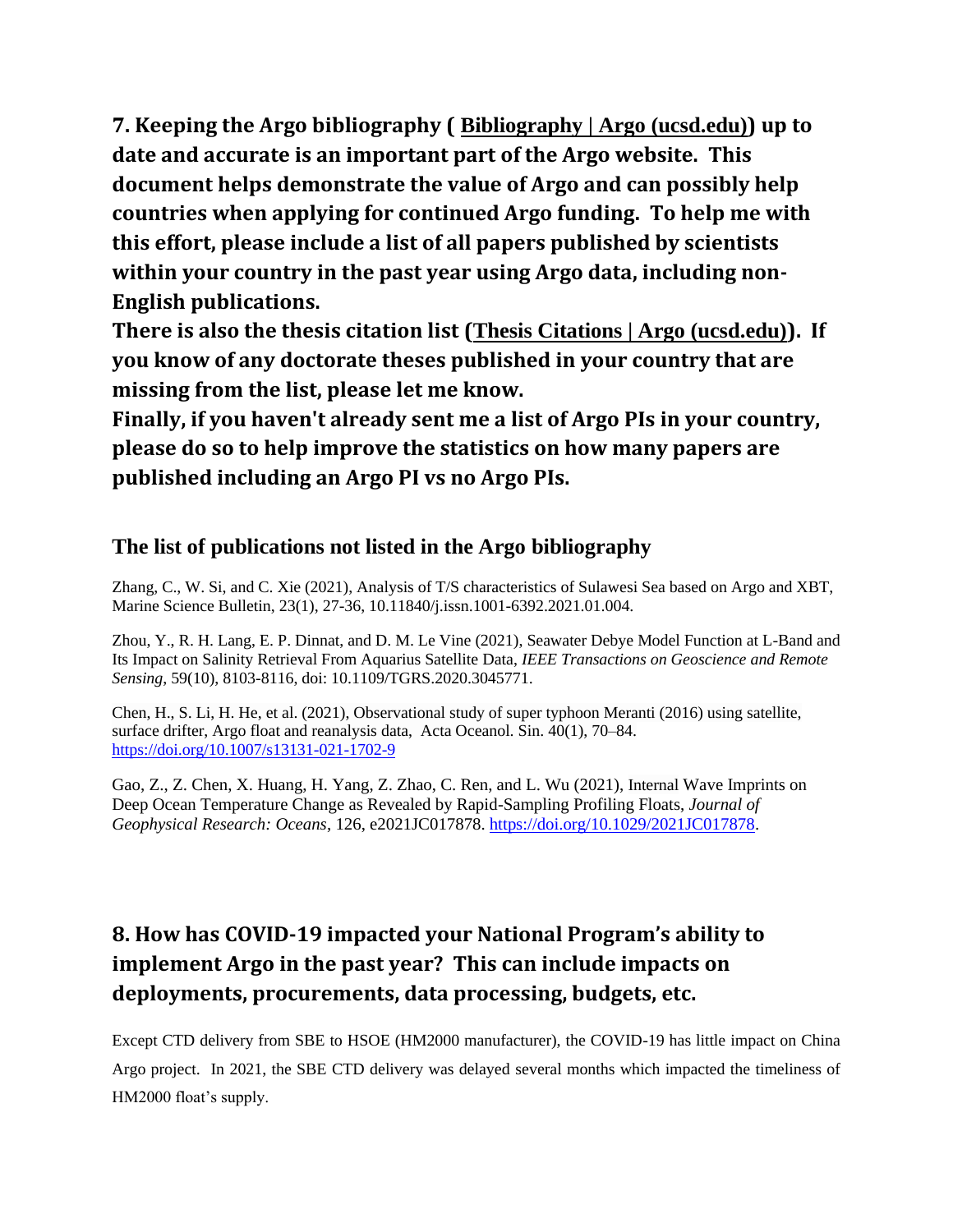## 7. Keeping the Argo bibliography ( [Bibliography | Argo (ucsd.edu)]) up to date and accurate is an important part of the Argo website. This document helps demonstrate the value of Argo and can possibly help countries when applying for continued Argo funding. To help me with this effort, please include a list of all papers published by scientists within your country in the past year using Argo data, including non-English publications.

## There is also the thesis citation list ([Thesis Citations | Argo (ucsd.edu)]). If you know of any doctorate theses published in your country that are missing from the list, please let me know.

## Finally, if you haven't already sent me a list of Argo PIs in your country, please do so to help improve the statistics on how many papers are published including an Argo PI vs no Argo PIs.

### The list of publications not listed in the Argo bibliography

Zhang, C., W. Si, and C. Xie (2021), Analysis of T/S characteristics of Sulawesi Sea based on Argo and XBT, Marine Science Bulletin, 23(1), 27-36, 10.11840/j.issn.1001-6392.2021.01.004.

Zhou, Y., R. H. Lang, E. P. Dinnat, and D. M. Le Vine (2021), Seawater Debye Model Function at L-Band and Its Impact on Salinity Retrieval From Aquarius Satellite Data, *IEEE Transactions on Geoscience and Remote Sensing*, 59(10), 8103-8116, doi: 10.1109/TGRS.2020.3045771.

Chen, H., S. Li, H. He, et al. (2021), Observational study of super typhoon Meranti (2016) using satellite, surface drifter, Argo float and reanalysis data, Acta Oceanol. Sin. 40(1), 70–84. https://doi.org/10.1007/s13131-021-1702-9

Gao, Z., Z. Chen, X. Huang, H. Yang, Z. Zhao, C. Ren, and L. Wu (2021), Internal Wave Imprints on Deep Ocean Temperature Change as Revealed by Rapid-Sampling Profiling Floats, *Journal of Geophysical Research: Oceans*, 126, e2021JC017878. https://doi.org/10.1029/2021JC017878.

## 8. How has COVID-19 impacted your National Program's ability to implement Argo in the past year? This can include impacts on deployments, procurements, data processing, budgets, etc.

Except CTD delivery from SBE to HSOE (HM2000 manufacturer), the COVID-19 has little impact on China Argo project. In 2021, the SBE CTD delivery was delayed several months which impacted the timeliness of HM2000 float's supply.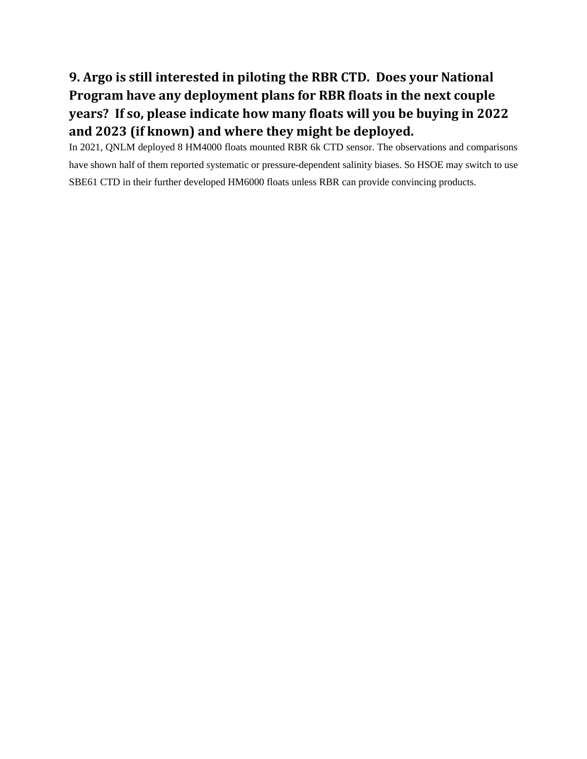## 9. Argo is still interested in piloting the RBR CTD. Does your National Program have any deployment plans for RBR floats in the next couple years? If so, please indicate how many floats will you be buying in 2022 and 2023 (if known) and where they might be deployed.

In 2021, QNLM deployed 8 HM4000 floats mounted RBR 6k CTD sensor. The observations and comparisons have shown half of them reported systematic or pressure-dependent salinity biases. So HSOE may switch to use SBE61 CTD in their further developed HM6000 floats unless RBR can provide convincing products.